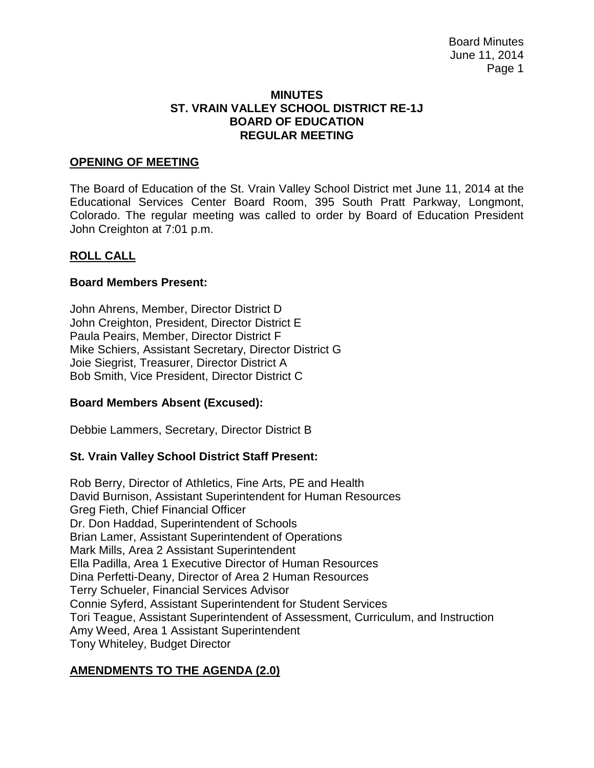# MINUTES
# ST. VRAIN VALLEY SCHOOL DISTRICT RE-1J
# BOARD OF EDUCATION
# REGULAR MEETING

## OPENING OF MEETING

The Board of Education of the St. Vrain Valley School District met June 11, 2014 at the Educational Services Center Board Room, 395 South Pratt Parkway, Longmont, Colorado. The regular meeting was called to order by Board of Education President John Creighton at 7:01 p.m.

## ROLL CALL

### Board Members Present:

John Ahrens, Member, Director District D
John Creighton, President, Director District E
Paula Peairs, Member, Director District F
Mike Schiers, Assistant Secretary, Director District G
Joie Siegrist, Treasurer, Director District A
Bob Smith, Vice President, Director District C

### Board Members Absent (Excused):

Debbie Lammers, Secretary, Director District B

### St. Vrain Valley School District Staff Present:

Rob Berry, Director of Athletics, Fine Arts, PE and Health
David Burnison, Assistant Superintendent for Human Resources
Greg Fieth, Chief Financial Officer
Dr. Don Haddad, Superintendent of Schools
Brian Lamer, Assistant Superintendent of Operations
Mark Mills, Area 2 Assistant Superintendent
Ella Padilla, Area 1 Executive Director of Human Resources
Dina Perfetti-Deany, Director of Area 2 Human Resources
Terry Schueler, Financial Services Advisor
Connie Syferd, Assistant Superintendent for Student Services
Tori Teague, Assistant Superintendent of Assessment, Curriculum, and Instruction
Amy Weed, Area 1 Assistant Superintendent
Tony Whiteley, Budget Director

## AMENDMENTS TO THE AGENDA (2.0)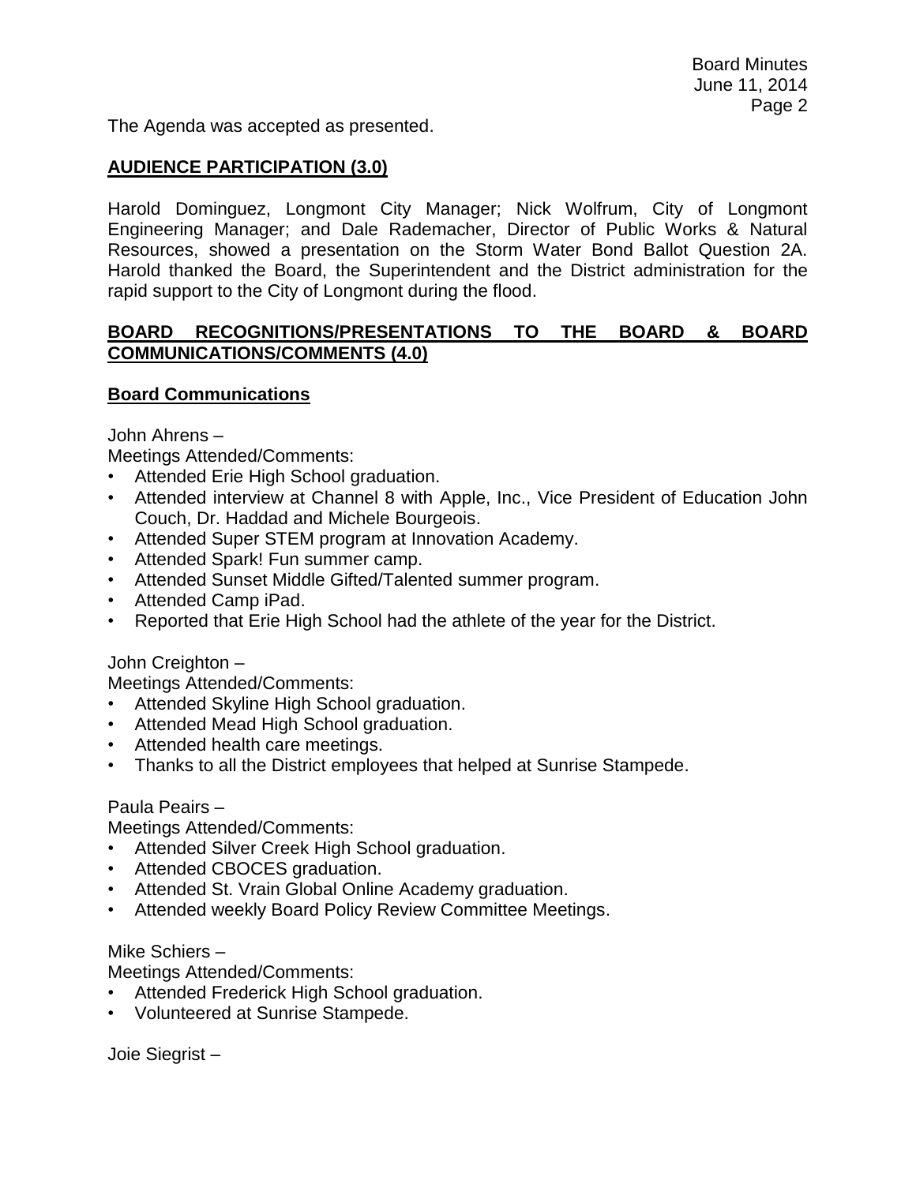The Agenda was accepted as presented.

**AUDIENCE PARTICIPATION (3.0)**

Harold Dominguez, Longmont City Manager; Nick Wolfrum, City of Longmont Engineering Manager; and Dale Rademacher, Director of Public Works & Natural Resources, showed a presentation on the Storm Water Bond Ballot Question 2A. Harold thanked the Board, the Superintendent and the District administration for the rapid support to the City of Longmont during the flood.

**BOARD RECOGNITIONS/PRESENTATIONS TO THE BOARD & BOARD COMMUNICATIONS/COMMENTS (4.0)**

**Board Communications**

John Ahrens –

Meetings Attended/Comments:

- Attended Erie High School graduation.
- Attended interview at Channel 8 with Apple, Inc., Vice President of Education John Couch, Dr. Haddad and Michele Bourgeois.
- Attended Super STEM program at Innovation Academy.
- Attended Spark! Fun summer camp.
- Attended Sunset Middle Gifted/Talented summer program.
- Attended Camp iPad.
- Reported that Erie High School had the athlete of the year for the District.

John Creighton –

Meetings Attended/Comments:

- Attended Skyline High School graduation.
- Attended Mead High School graduation.
- Attended health care meetings.
- Thanks to all the District employees that helped at Sunrise Stampede.

Paula Peairs –

Meetings Attended/Comments:

- Attended Silver Creek High School graduation.
- Attended CBOCES graduation.
- Attended St. Vrain Global Online Academy graduation.
- Attended weekly Board Policy Review Committee Meetings.

Mike Schiers –

Meetings Attended/Comments:

- Attended Frederick High School graduation.
- Volunteered at Sunrise Stampede.

Joie Siegrist –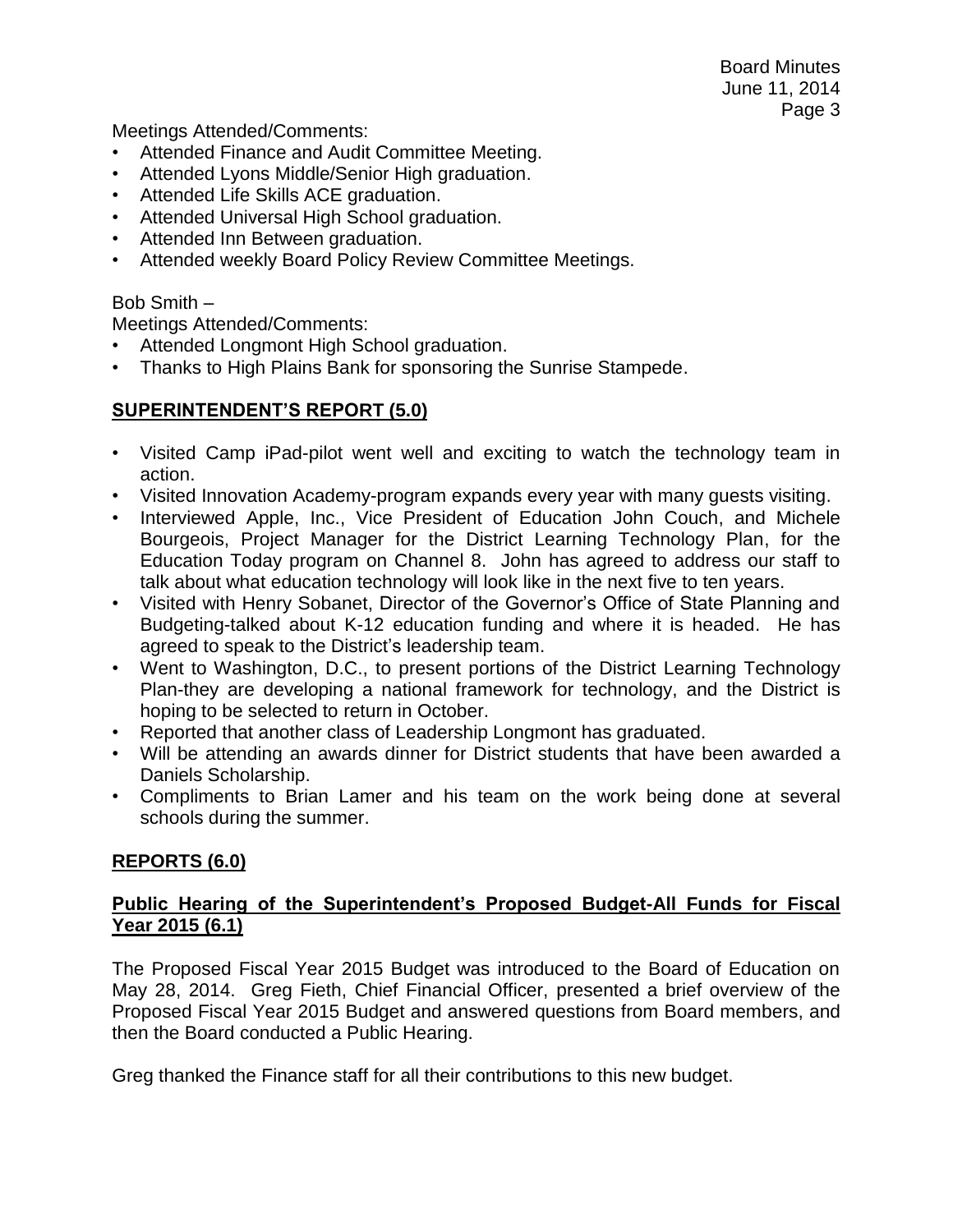Meetings Attended/Comments:

- Attended Finance and Audit Committee Meeting.
- Attended Lyons Middle/Senior High graduation.
- Attended Life Skills ACE graduation.
- Attended Universal High School graduation.
- Attended Inn Between graduation.
- Attended weekly Board Policy Review Committee Meetings.

Bob Smith –

Meetings Attended/Comments:

- Attended Longmont High School graduation.
- Thanks to High Plains Bank for sponsoring the Sunrise Stampede.

## SUPERINTENDENT'S REPORT (5.0)

- Visited Camp iPad-pilot went well and exciting to watch the technology team in action.
- Visited Innovation Academy-program expands every year with many guests visiting.
- Interviewed Apple, Inc., Vice President of Education John Couch, and Michele Bourgeois, Project Manager for the District Learning Technology Plan, for the Education Today program on Channel 8. John has agreed to address our staff to talk about what education technology will look like in the next five to ten years.
- Visited with Henry Sobanet, Director of the Governor's Office of State Planning and Budgeting-talked about K-12 education funding and where it is headed. He has agreed to speak to the District's leadership team.
- Went to Washington, D.C., to present portions of the District Learning Technology Plan-they are developing a national framework for technology, and the District is hoping to be selected to return in October.
- Reported that another class of Leadership Longmont has graduated.
- Will be attending an awards dinner for District students that have been awarded a Daniels Scholarship.
- Compliments to Brian Lamer and his team on the work being done at several schools during the summer.

## REPORTS (6.0)

### Public Hearing of the Superintendent's Proposed Budget-All Funds for Fiscal Year 2015 (6.1)

The Proposed Fiscal Year 2015 Budget was introduced to the Board of Education on May 28, 2014. Greg Fieth, Chief Financial Officer, presented a brief overview of the Proposed Fiscal Year 2015 Budget and answered questions from Board members, and then the Board conducted a Public Hearing.

Greg thanked the Finance staff for all their contributions to this new budget.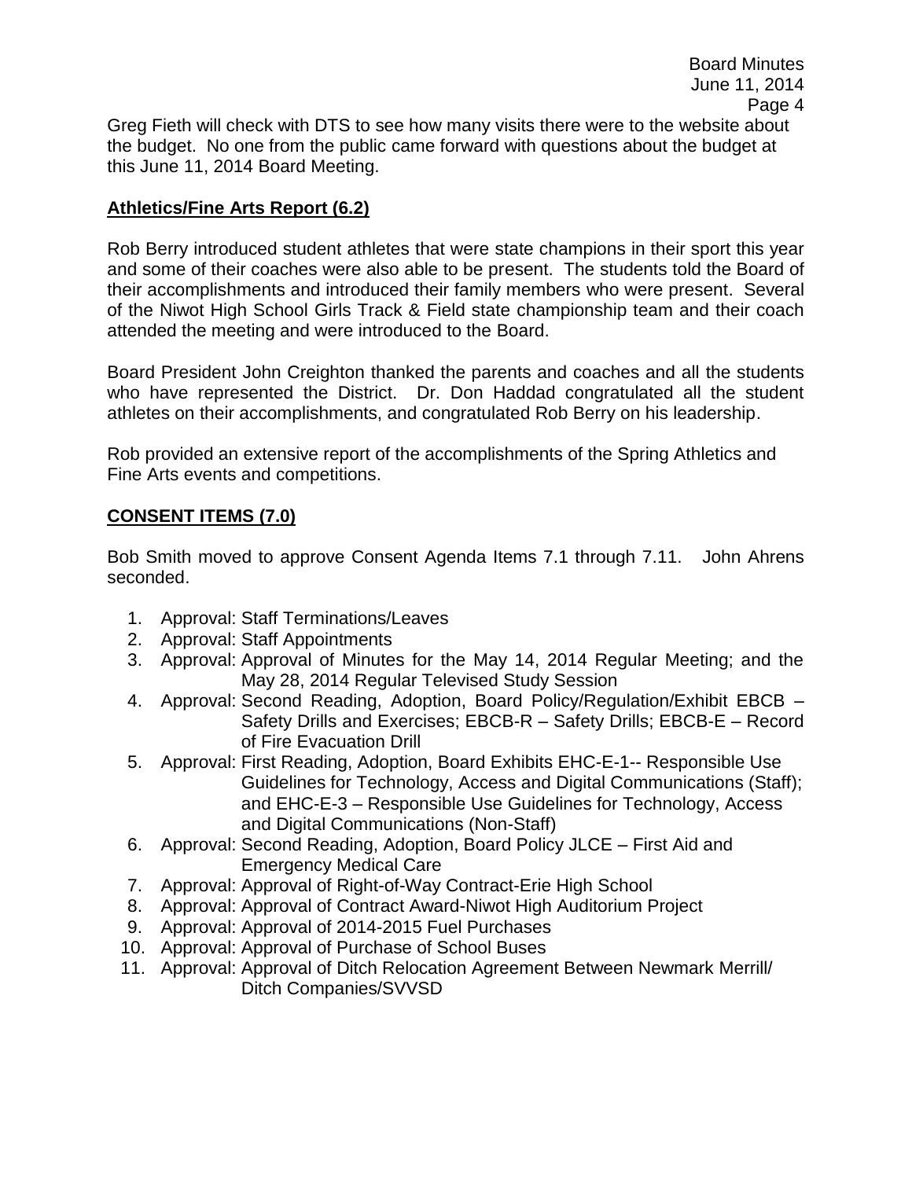Greg Fieth will check with DTS to see how many visits there were to the website about the budget. No one from the public came forward with questions about the budget at this June 11, 2014 Board Meeting.

## **Athletics/Fine Arts Report (6.2)**

Rob Berry introduced student athletes that were state champions in their sport this year and some of their coaches were also able to be present. The students told the Board of their accomplishments and introduced their family members who were present. Several of the Niwot High School Girls Track & Field state championship team and their coach attended the meeting and were introduced to the Board.

Board President John Creighton thanked the parents and coaches and all the students who have represented the District. Dr. Don Haddad congratulated all the student athletes on their accomplishments, and congratulated Rob Berry on his leadership.

Rob provided an extensive report of the accomplishments of the Spring Athletics and Fine Arts events and competitions.

## **CONSENT ITEMS (7.0)**

Bob Smith moved to approve Consent Agenda Items 7.1 through 7.11. John Ahrens seconded.

1. Approval: Staff Terminations/Leaves
2. Approval: Staff Appointments
3. Approval: Approval of Minutes for the May 14, 2014 Regular Meeting; and the May 28, 2014 Regular Televised Study Session
4. Approval: Second Reading, Adoption, Board Policy/Regulation/Exhibit EBCB – Safety Drills and Exercises; EBCB-R – Safety Drills; EBCB-E – Record of Fire Evacuation Drill
5. Approval: First Reading, Adoption, Board Exhibits EHC-E-1-- Responsible Use Guidelines for Technology, Access and Digital Communications (Staff); and EHC-E-3 – Responsible Use Guidelines for Technology, Access and Digital Communications (Non-Staff)
6. Approval: Second Reading, Adoption, Board Policy JLCE – First Aid and Emergency Medical Care
7. Approval: Approval of Right-of-Way Contract-Erie High School
8. Approval: Approval of Contract Award-Niwot High Auditorium Project
9. Approval: Approval of 2014-2015 Fuel Purchases
10. Approval: Approval of Purchase of School Buses
11. Approval: Approval of Ditch Relocation Agreement Between Newmark Merrill/ Ditch Companies/SVVSD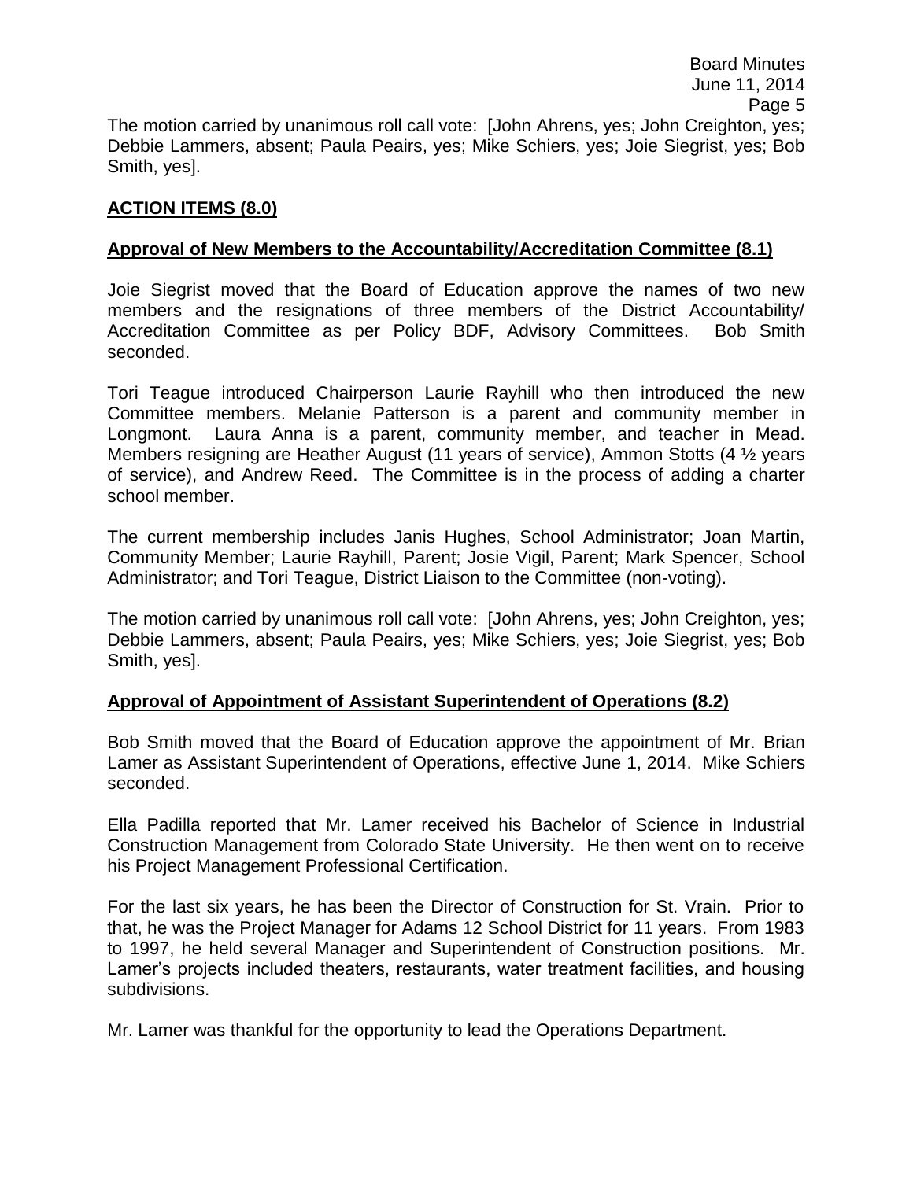The motion carried by unanimous roll call vote: [John Ahrens, yes; John Creighton, yes; Debbie Lammers, absent; Paula Peairs, yes; Mike Schiers, yes; Joie Siegrist, yes; Bob Smith, yes].

## ACTION ITEMS (8.0)

### Approval of New Members to the Accountability/Accreditation Committee (8.1)

Joie Siegrist moved that the Board of Education approve the names of two new members and the resignations of three members of the District Accountability/ Accreditation Committee as per Policy BDF, Advisory Committees. Bob Smith seconded.

Tori Teague introduced Chairperson Laurie Rayhill who then introduced the new Committee members. Melanie Patterson is a parent and community member in Longmont. Laura Anna is a parent, community member, and teacher in Mead. Members resigning are Heather August (11 years of service), Ammon Stotts (4 ½ years of service), and Andrew Reed. The Committee is in the process of adding a charter school member.

The current membership includes Janis Hughes, School Administrator; Joan Martin, Community Member; Laurie Rayhill, Parent; Josie Vigil, Parent; Mark Spencer, School Administrator; and Tori Teague, District Liaison to the Committee (non-voting).

The motion carried by unanimous roll call vote: [John Ahrens, yes; John Creighton, yes; Debbie Lammers, absent; Paula Peairs, yes; Mike Schiers, yes; Joie Siegrist, yes; Bob Smith, yes].

### Approval of Appointment of Assistant Superintendent of Operations (8.2)

Bob Smith moved that the Board of Education approve the appointment of Mr. Brian Lamer as Assistant Superintendent of Operations, effective June 1, 2014. Mike Schiers seconded.

Ella Padilla reported that Mr. Lamer received his Bachelor of Science in Industrial Construction Management from Colorado State University. He then went on to receive his Project Management Professional Certification.

For the last six years, he has been the Director of Construction for St. Vrain. Prior to that, he was the Project Manager for Adams 12 School District for 11 years. From 1983 to 1997, he held several Manager and Superintendent of Construction positions. Mr. Lamer's projects included theaters, restaurants, water treatment facilities, and housing subdivisions.

Mr. Lamer was thankful for the opportunity to lead the Operations Department.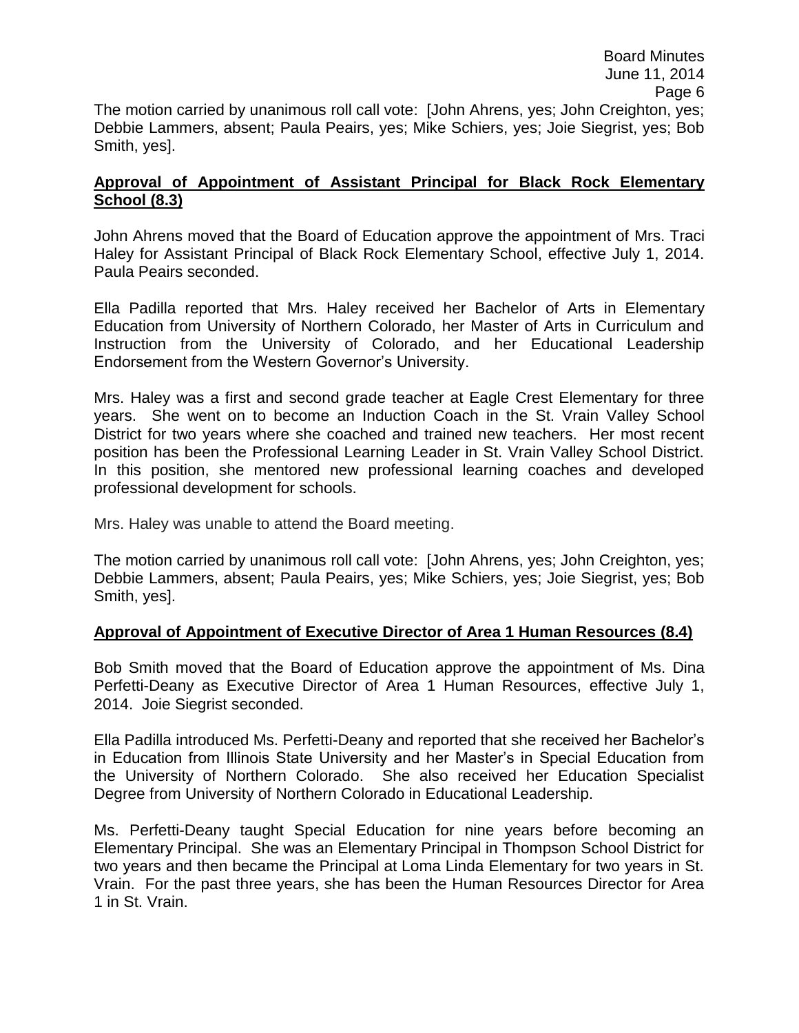The motion carried by unanimous roll call vote: [John Ahrens, yes; John Creighton, yes; Debbie Lammers, absent; Paula Peairs, yes; Mike Schiers, yes; Joie Siegrist, yes; Bob Smith, yes].

**Approval of Appointment of Assistant Principal for Black Rock Elementary School (8.3)**

John Ahrens moved that the Board of Education approve the appointment of Mrs. Traci Haley for Assistant Principal of Black Rock Elementary School, effective July 1, 2014. Paula Peairs seconded.

Ella Padilla reported that Mrs. Haley received her Bachelor of Arts in Elementary Education from University of Northern Colorado, her Master of Arts in Curriculum and Instruction from the University of Colorado, and her Educational Leadership Endorsement from the Western Governor's University.

Mrs. Haley was a first and second grade teacher at Eagle Crest Elementary for three years. She went on to become an Induction Coach in the St. Vrain Valley School District for two years where she coached and trained new teachers. Her most recent position has been the Professional Learning Leader in St. Vrain Valley School District. In this position, she mentored new professional learning coaches and developed professional development for schools.

Mrs. Haley was unable to attend the Board meeting.

The motion carried by unanimous roll call vote: [John Ahrens, yes; John Creighton, yes; Debbie Lammers, absent; Paula Peairs, yes; Mike Schiers, yes; Joie Siegrist, yes; Bob Smith, yes].

**Approval of Appointment of Executive Director of Area 1 Human Resources (8.4)**

Bob Smith moved that the Board of Education approve the appointment of Ms. Dina Perfetti-Deany as Executive Director of Area 1 Human Resources, effective July 1, 2014. Joie Siegrist seconded.

Ella Padilla introduced Ms. Perfetti-Deany and reported that she received her Bachelor's in Education from Illinois State University and her Master's in Special Education from the University of Northern Colorado. She also received her Education Specialist Degree from University of Northern Colorado in Educational Leadership.

Ms. Perfetti-Deany taught Special Education for nine years before becoming an Elementary Principal. She was an Elementary Principal in Thompson School District for two years and then became the Principal at Loma Linda Elementary for two years in St. Vrain. For the past three years, she has been the Human Resources Director for Area 1 in St. Vrain.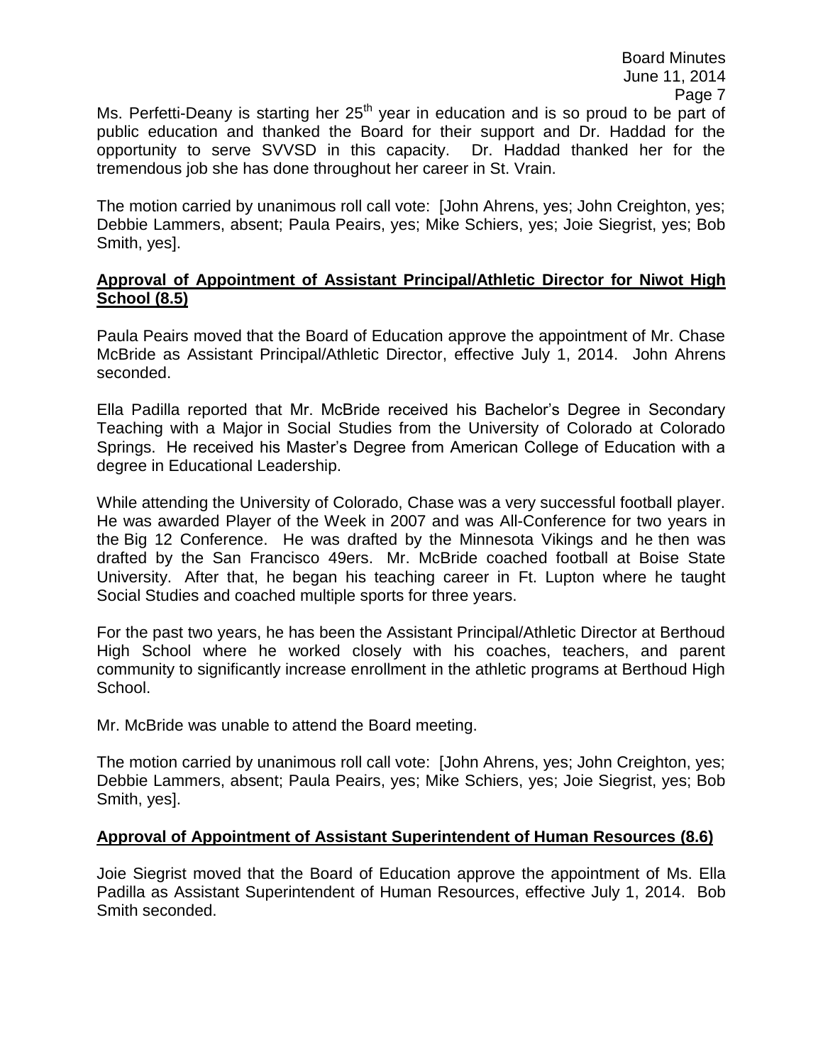Ms. Perfetti-Deany is starting her 25th year in education and is so proud to be part of public education and thanked the Board for their support and Dr. Haddad for the opportunity to serve SVVSD in this capacity. Dr. Haddad thanked her for the tremendous job she has done throughout her career in St. Vrain.

The motion carried by unanimous roll call vote: [John Ahrens, yes; John Creighton, yes; Debbie Lammers, absent; Paula Peairs, yes; Mike Schiers, yes; Joie Siegrist, yes; Bob Smith, yes].

**Approval of Appointment of Assistant Principal/Athletic Director for Niwot High School (8.5)**

Paula Peairs moved that the Board of Education approve the appointment of Mr. Chase McBride as Assistant Principal/Athletic Director, effective July 1, 2014. John Ahrens seconded.

Ella Padilla reported that Mr. McBride received his Bachelor's Degree in Secondary Teaching with a Major in Social Studies from the University of Colorado at Colorado Springs. He received his Master's Degree from American College of Education with a degree in Educational Leadership.

While attending the University of Colorado, Chase was a very successful football player. He was awarded Player of the Week in 2007 and was All-Conference for two years in the Big 12 Conference. He was drafted by the Minnesota Vikings and he then was drafted by the San Francisco 49ers. Mr. McBride coached football at Boise State University. After that, he began his teaching career in Ft. Lupton where he taught Social Studies and coached multiple sports for three years.

For the past two years, he has been the Assistant Principal/Athletic Director at Berthoud High School where he worked closely with his coaches, teachers, and parent community to significantly increase enrollment in the athletic programs at Berthoud High School.

Mr. McBride was unable to attend the Board meeting.

The motion carried by unanimous roll call vote: [John Ahrens, yes; John Creighton, yes; Debbie Lammers, absent; Paula Peairs, yes; Mike Schiers, yes; Joie Siegrist, yes; Bob Smith, yes].

**Approval of Appointment of Assistant Superintendent of Human Resources (8.6)**

Joie Siegrist moved that the Board of Education approve the appointment of Ms. Ella Padilla as Assistant Superintendent of Human Resources, effective July 1, 2014. Bob Smith seconded.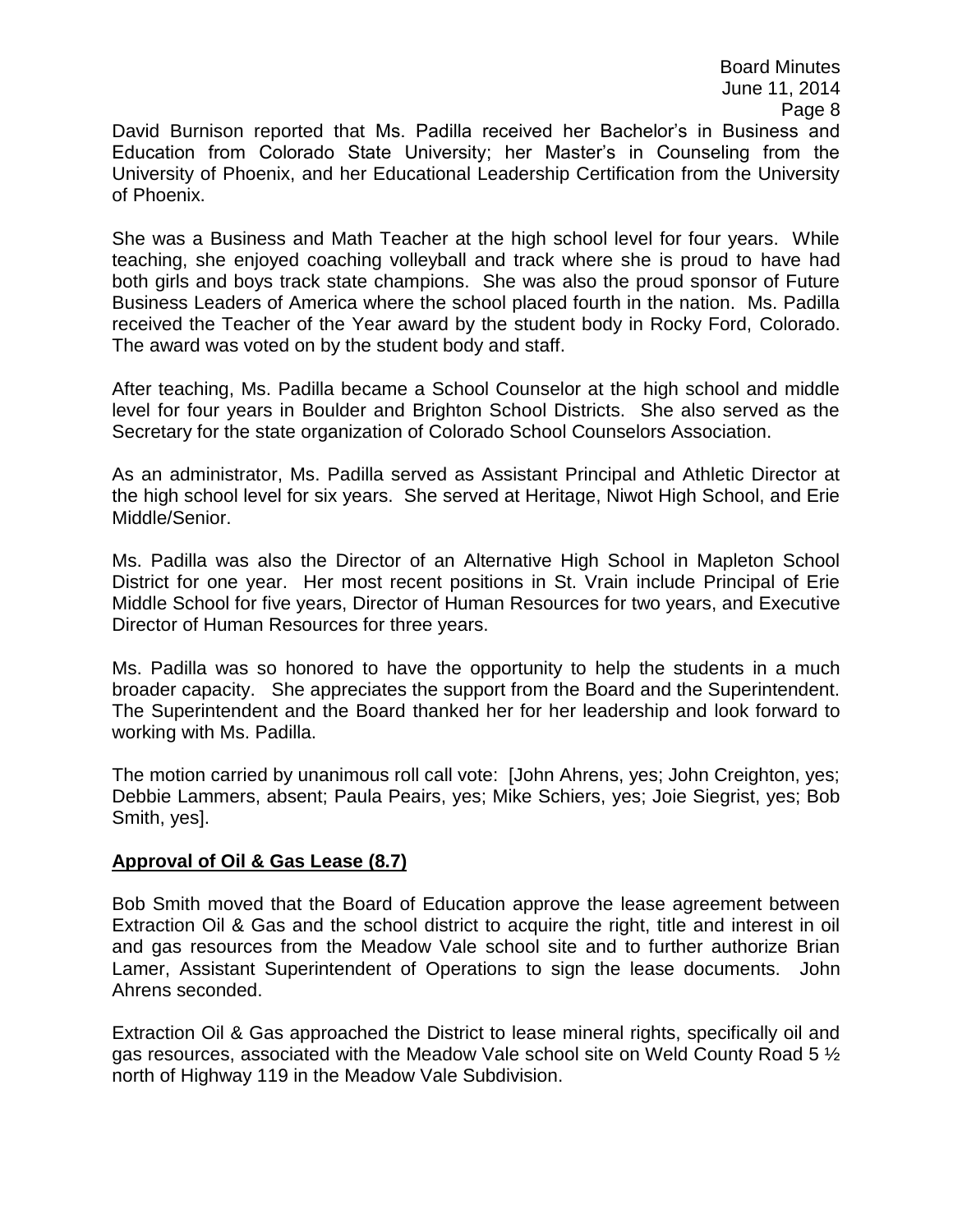David Burnison reported that Ms. Padilla received her Bachelor's in Business and Education from Colorado State University; her Master's in Counseling from the University of Phoenix, and her Educational Leadership Certification from the University of Phoenix.

She was a Business and Math Teacher at the high school level for four years. While teaching, she enjoyed coaching volleyball and track where she is proud to have had both girls and boys track state champions. She was also the proud sponsor of Future Business Leaders of America where the school placed fourth in the nation. Ms. Padilla received the Teacher of the Year award by the student body in Rocky Ford, Colorado. The award was voted on by the student body and staff.

After teaching, Ms. Padilla became a School Counselor at the high school and middle level for four years in Boulder and Brighton School Districts. She also served as the Secretary for the state organization of Colorado School Counselors Association.

As an administrator, Ms. Padilla served as Assistant Principal and Athletic Director at the high school level for six years. She served at Heritage, Niwot High School, and Erie Middle/Senior.

Ms. Padilla was also the Director of an Alternative High School in Mapleton School District for one year. Her most recent positions in St. Vrain include Principal of Erie Middle School for five years, Director of Human Resources for two years, and Executive Director of Human Resources for three years.

Ms. Padilla was so honored to have the opportunity to help the students in a much broader capacity. She appreciates the support from the Board and the Superintendent. The Superintendent and the Board thanked her for her leadership and look forward to working with Ms. Padilla.

The motion carried by unanimous roll call vote: [John Ahrens, yes; John Creighton, yes; Debbie Lammers, absent; Paula Peairs, yes; Mike Schiers, yes; Joie Siegrist, yes; Bob Smith, yes].

## **Approval of Oil & Gas Lease (8.7)**

Bob Smith moved that the Board of Education approve the lease agreement between Extraction Oil & Gas and the school district to acquire the right, title and interest in oil and gas resources from the Meadow Vale school site and to further authorize Brian Lamer, Assistant Superintendent of Operations to sign the lease documents. John Ahrens seconded.

Extraction Oil & Gas approached the District to lease mineral rights, specifically oil and gas resources, associated with the Meadow Vale school site on Weld County Road 5 ½ north of Highway 119 in the Meadow Vale Subdivision.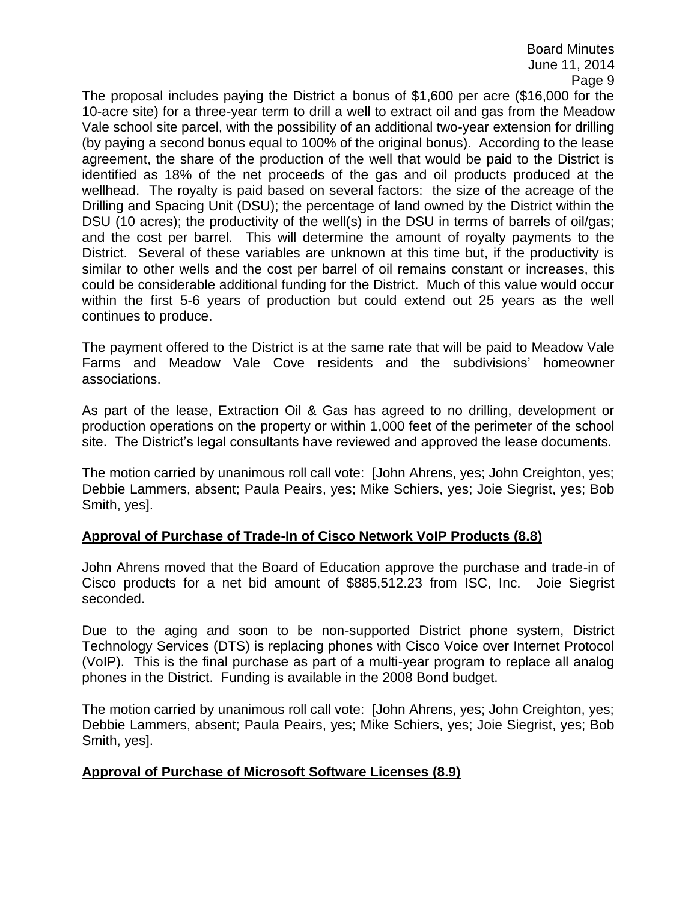The proposal includes paying the District a bonus of $1,600 per acre ($16,000 for the 10-acre site) for a three-year term to drill a well to extract oil and gas from the Meadow Vale school site parcel, with the possibility of an additional two-year extension for drilling (by paying a second bonus equal to 100% of the original bonus). According to the lease agreement, the share of the production of the well that would be paid to the District is identified as 18% of the net proceeds of the gas and oil products produced at the wellhead. The royalty is paid based on several factors: the size of the acreage of the Drilling and Spacing Unit (DSU); the percentage of land owned by the District within the DSU (10 acres); the productivity of the well(s) in the DSU in terms of barrels of oil/gas; and the cost per barrel. This will determine the amount of royalty payments to the District. Several of these variables are unknown at this time but, if the productivity is similar to other wells and the cost per barrel of oil remains constant or increases, this could be considerable additional funding for the District. Much of this value would occur within the first 5-6 years of production but could extend out 25 years as the well continues to produce.

The payment offered to the District is at the same rate that will be paid to Meadow Vale Farms and Meadow Vale Cove residents and the subdivisions' homeowner associations.

As part of the lease, Extraction Oil & Gas has agreed to no drilling, development or production operations on the property or within 1,000 feet of the perimeter of the school site. The District's legal consultants have reviewed and approved the lease documents.

The motion carried by unanimous roll call vote: [John Ahrens, yes; John Creighton, yes; Debbie Lammers, absent; Paula Peairs, yes; Mike Schiers, yes; Joie Siegrist, yes; Bob Smith, yes].

**Approval of Purchase of Trade-In of Cisco Network VoIP Products (8.8)**

John Ahrens moved that the Board of Education approve the purchase and trade-in of Cisco products for a net bid amount of $885,512.23 from ISC, Inc. Joie Siegrist seconded.

Due to the aging and soon to be non-supported District phone system, District Technology Services (DTS) is replacing phones with Cisco Voice over Internet Protocol (VoIP). This is the final purchase as part of a multi-year program to replace all analog phones in the District. Funding is available in the 2008 Bond budget.

The motion carried by unanimous roll call vote: [John Ahrens, yes; John Creighton, yes; Debbie Lammers, absent; Paula Peairs, yes; Mike Schiers, yes; Joie Siegrist, yes; Bob Smith, yes].

**Approval of Purchase of Microsoft Software Licenses (8.9)**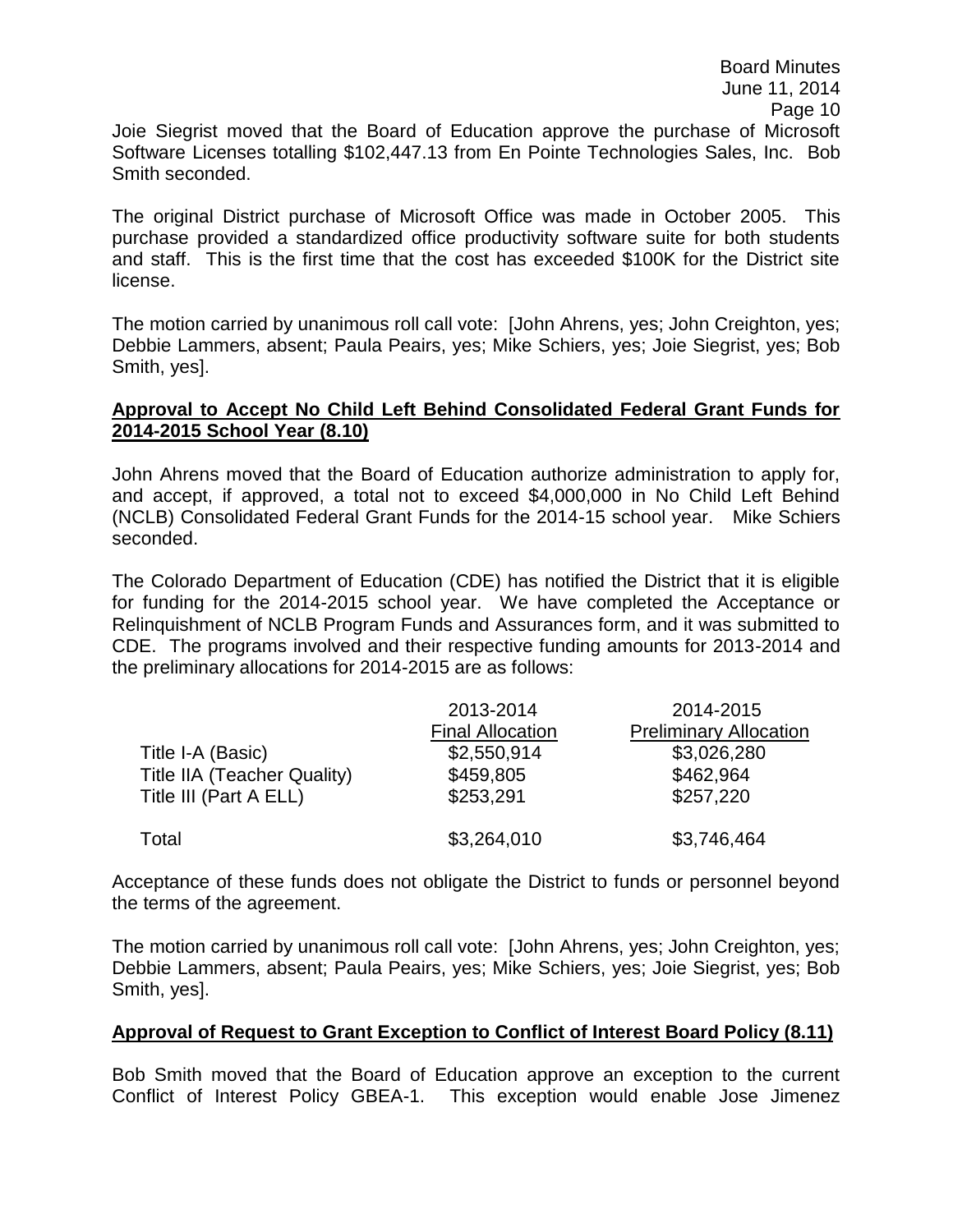Joie Siegrist moved that the Board of Education approve the purchase of Microsoft Software Licenses totalling $102,447.13 from En Pointe Technologies Sales, Inc. Bob Smith seconded.

The original District purchase of Microsoft Office was made in October 2005. This purchase provided a standardized office productivity software suite for both students and staff. This is the first time that the cost has exceeded $100K for the District site license.

The motion carried by unanimous roll call vote: [John Ahrens, yes; John Creighton, yes; Debbie Lammers, absent; Paula Peairs, yes; Mike Schiers, yes; Joie Siegrist, yes; Bob Smith, yes].

**Approval to Accept No Child Left Behind Consolidated Federal Grant Funds for 2014-2015 School Year (8.10)**

John Ahrens moved that the Board of Education authorize administration to apply for, and accept, if approved, a total not to exceed $4,000,000 in No Child Left Behind (NCLB) Consolidated Federal Grant Funds for the 2014-15 school year. Mike Schiers seconded.

The Colorado Department of Education (CDE) has notified the District that it is eligible for funding for the 2014-2015 school year. We have completed the Acceptance or Relinquishment of NCLB Program Funds and Assurances form, and it was submitted to CDE. The programs involved and their respective funding amounts for 2013-2014 and the preliminary allocations for 2014-2015 are as follows:

| | 2013-2014 Final Allocation | 2014-2015 Preliminary Allocation |
|---|---|---|
| Title I-A (Basic) | $2,550,914 | $3,026,280 |
| Title IIA (Teacher Quality) | $459,805 | $462,964 |
| Title III (Part A ELL) | $253,291 | $257,220 |
| Total | $3,264,010 | $3,746,464 |

Acceptance of these funds does not obligate the District to funds or personnel beyond the terms of the agreement.

The motion carried by unanimous roll call vote: [John Ahrens, yes; John Creighton, yes; Debbie Lammers, absent; Paula Peairs, yes; Mike Schiers, yes; Joie Siegrist, yes; Bob Smith, yes].

**Approval of Request to Grant Exception to Conflict of Interest Board Policy (8.11)**

Bob Smith moved that the Board of Education approve an exception to the current Conflict of Interest Policy GBEA-1. This exception would enable Jose Jimenez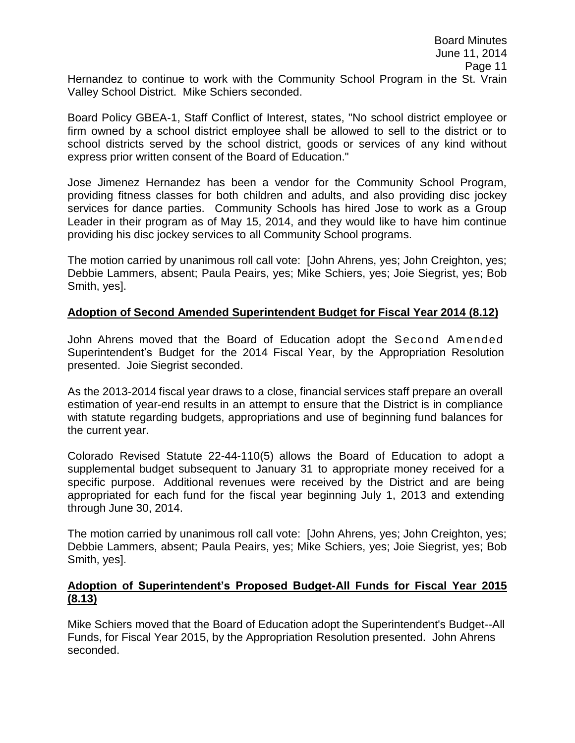Hernandez to continue to work with the Community School Program in the St. Vrain Valley School District. Mike Schiers seconded.

Board Policy GBEA-1, Staff Conflict of Interest, states, "No school district employee or firm owned by a school district employee shall be allowed to sell to the district or to school districts served by the school district, goods or services of any kind without express prior written consent of the Board of Education."

Jose Jimenez Hernandez has been a vendor for the Community School Program, providing fitness classes for both children and adults, and also providing disc jockey services for dance parties. Community Schools has hired Jose to work as a Group Leader in their program as of May 15, 2014, and they would like to have him continue providing his disc jockey services to all Community School programs.

The motion carried by unanimous roll call vote: [John Ahrens, yes; John Creighton, yes; Debbie Lammers, absent; Paula Peairs, yes; Mike Schiers, yes; Joie Siegrist, yes; Bob Smith, yes].

**Adoption of Second Amended Superintendent Budget for Fiscal Year 2014 (8.12)**

John Ahrens moved that the Board of Education adopt the Second Amended Superintendent's Budget for the 2014 Fiscal Year, by the Appropriation Resolution presented. Joie Siegrist seconded.

As the 2013-2014 fiscal year draws to a close, financial services staff prepare an overall estimation of year-end results in an attempt to ensure that the District is in compliance with statute regarding budgets, appropriations and use of beginning fund balances for the current year.

Colorado Revised Statute 22-44-110(5) allows the Board of Education to adopt a supplemental budget subsequent to January 31 to appropriate money received for a specific purpose. Additional revenues were received by the District and are being appropriated for each fund for the fiscal year beginning July 1, 2013 and extending through June 30, 2014.

The motion carried by unanimous roll call vote: [John Ahrens, yes; John Creighton, yes; Debbie Lammers, absent; Paula Peairs, yes; Mike Schiers, yes; Joie Siegrist, yes; Bob Smith, yes].

**Adoption of Superintendent's Proposed Budget-All Funds for Fiscal Year 2015 (8.13)**

Mike Schiers moved that the Board of Education adopt the Superintendent's Budget--All Funds, for Fiscal Year 2015, by the Appropriation Resolution presented. John Ahrens seconded.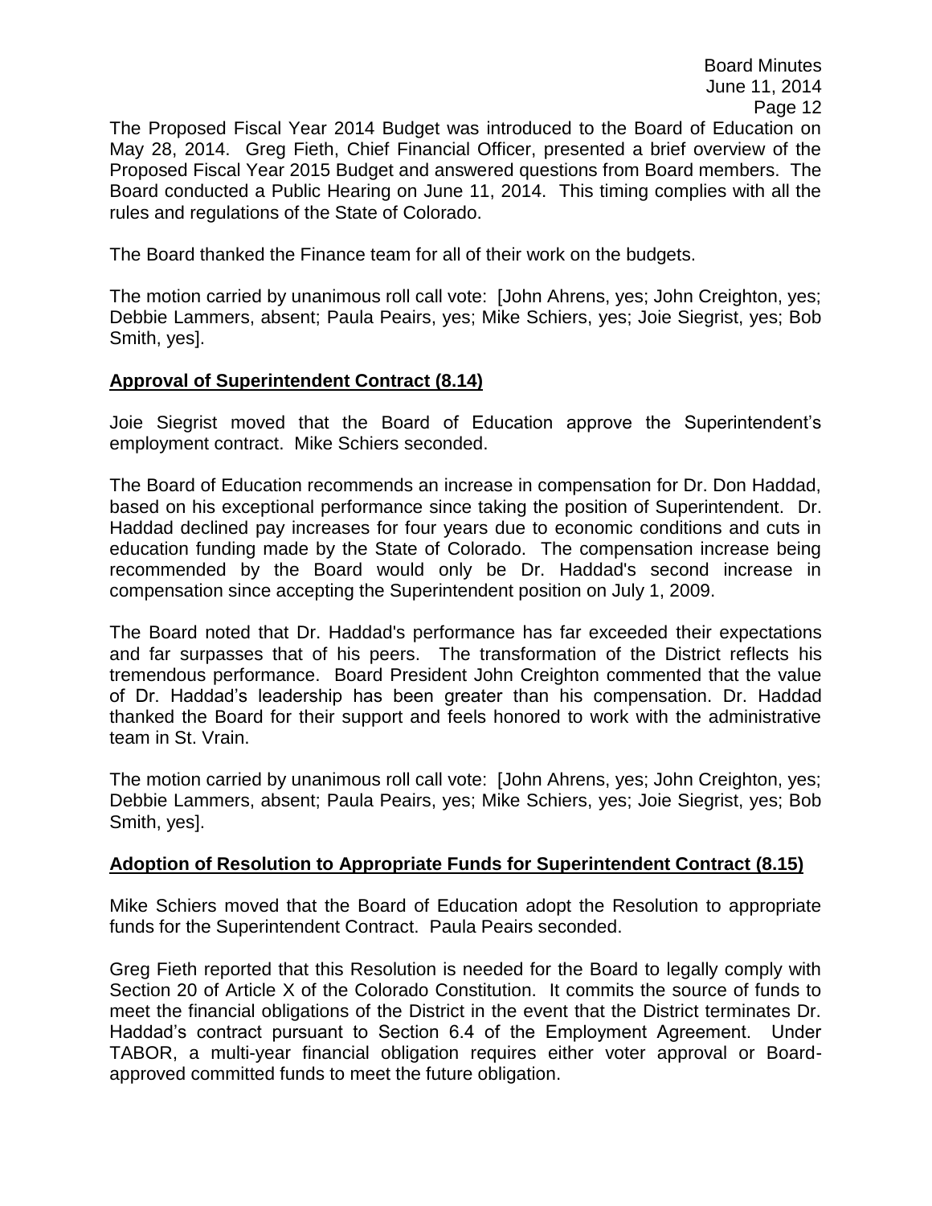The Proposed Fiscal Year 2014 Budget was introduced to the Board of Education on May 28, 2014. Greg Fieth, Chief Financial Officer, presented a brief overview of the Proposed Fiscal Year 2015 Budget and answered questions from Board members. The Board conducted a Public Hearing on June 11, 2014. This timing complies with all the rules and regulations of the State of Colorado.

The Board thanked the Finance team for all of their work on the budgets.

The motion carried by unanimous roll call vote: [John Ahrens, yes; John Creighton, yes; Debbie Lammers, absent; Paula Peairs, yes; Mike Schiers, yes; Joie Siegrist, yes; Bob Smith, yes].

**Approval of Superintendent Contract (8.14)**

Joie Siegrist moved that the Board of Education approve the Superintendent's employment contract. Mike Schiers seconded.

The Board of Education recommends an increase in compensation for Dr. Don Haddad, based on his exceptional performance since taking the position of Superintendent. Dr. Haddad declined pay increases for four years due to economic conditions and cuts in education funding made by the State of Colorado. The compensation increase being recommended by the Board would only be Dr. Haddad's second increase in compensation since accepting the Superintendent position on July 1, 2009.

The Board noted that Dr. Haddad's performance has far exceeded their expectations and far surpasses that of his peers. The transformation of the District reflects his tremendous performance. Board President John Creighton commented that the value of Dr. Haddad's leadership has been greater than his compensation. Dr. Haddad thanked the Board for their support and feels honored to work with the administrative team in St. Vrain.

The motion carried by unanimous roll call vote: [John Ahrens, yes; John Creighton, yes; Debbie Lammers, absent; Paula Peairs, yes; Mike Schiers, yes; Joie Siegrist, yes; Bob Smith, yes].

**Adoption of Resolution to Appropriate Funds for Superintendent Contract (8.15)**

Mike Schiers moved that the Board of Education adopt the Resolution to appropriate funds for the Superintendent Contract. Paula Peairs seconded.

Greg Fieth reported that this Resolution is needed for the Board to legally comply with Section 20 of Article X of the Colorado Constitution. It commits the source of funds to meet the financial obligations of the District in the event that the District terminates Dr. Haddad's contract pursuant to Section 6.4 of the Employment Agreement. Under TABOR, a multi-year financial obligation requires either voter approval or Board-approved committed funds to meet the future obligation.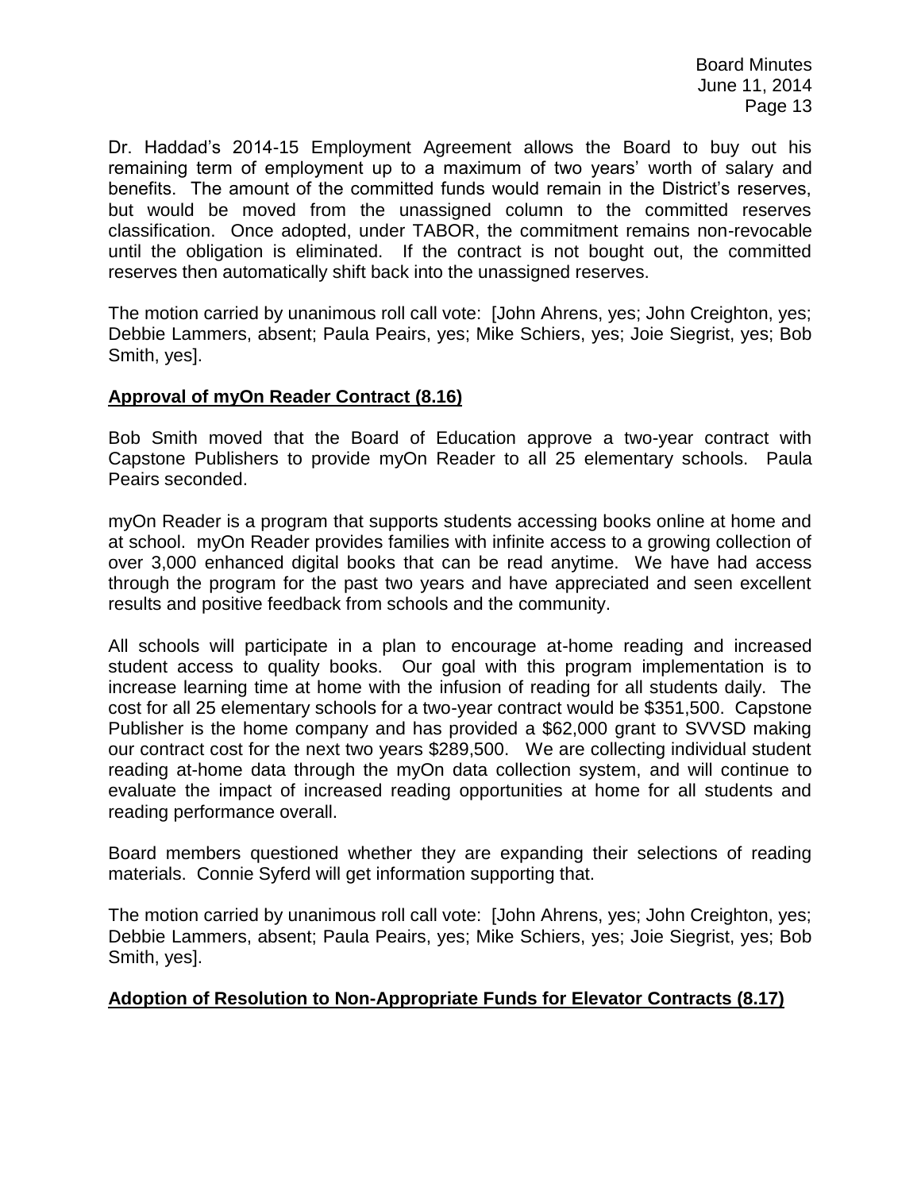Dr. Haddad's 2014-15 Employment Agreement allows the Board to buy out his remaining term of employment up to a maximum of two years' worth of salary and benefits. The amount of the committed funds would remain in the District's reserves, but would be moved from the unassigned column to the committed reserves classification. Once adopted, under TABOR, the commitment remains non-revocable until the obligation is eliminated. If the contract is not bought out, the committed reserves then automatically shift back into the unassigned reserves.

The motion carried by unanimous roll call vote: [John Ahrens, yes; John Creighton, yes; Debbie Lammers, absent; Paula Peairs, yes; Mike Schiers, yes; Joie Siegrist, yes; Bob Smith, yes].

**Approval of myOn Reader Contract (8.16)**

Bob Smith moved that the Board of Education approve a two-year contract with Capstone Publishers to provide myOn Reader to all 25 elementary schools. Paula Peairs seconded.

myOn Reader is a program that supports students accessing books online at home and at school. myOn Reader provides families with infinite access to a growing collection of over 3,000 enhanced digital books that can be read anytime. We have had access through the program for the past two years and have appreciated and seen excellent results and positive feedback from schools and the community.

All schools will participate in a plan to encourage at-home reading and increased student access to quality books. Our goal with this program implementation is to increase learning time at home with the infusion of reading for all students daily. The cost for all 25 elementary schools for a two-year contract would be $351,500. Capstone Publisher is the home company and has provided a $62,000 grant to SVVSD making our contract cost for the next two years $289,500. We are collecting individual student reading at-home data through the myOn data collection system, and will continue to evaluate the impact of increased reading opportunities at home for all students and reading performance overall.

Board members questioned whether they are expanding their selections of reading materials. Connie Syferd will get information supporting that.

The motion carried by unanimous roll call vote: [John Ahrens, yes; John Creighton, yes; Debbie Lammers, absent; Paula Peairs, yes; Mike Schiers, yes; Joie Siegrist, yes; Bob Smith, yes].

**Adoption of Resolution to Non-Appropriate Funds for Elevator Contracts (8.17)**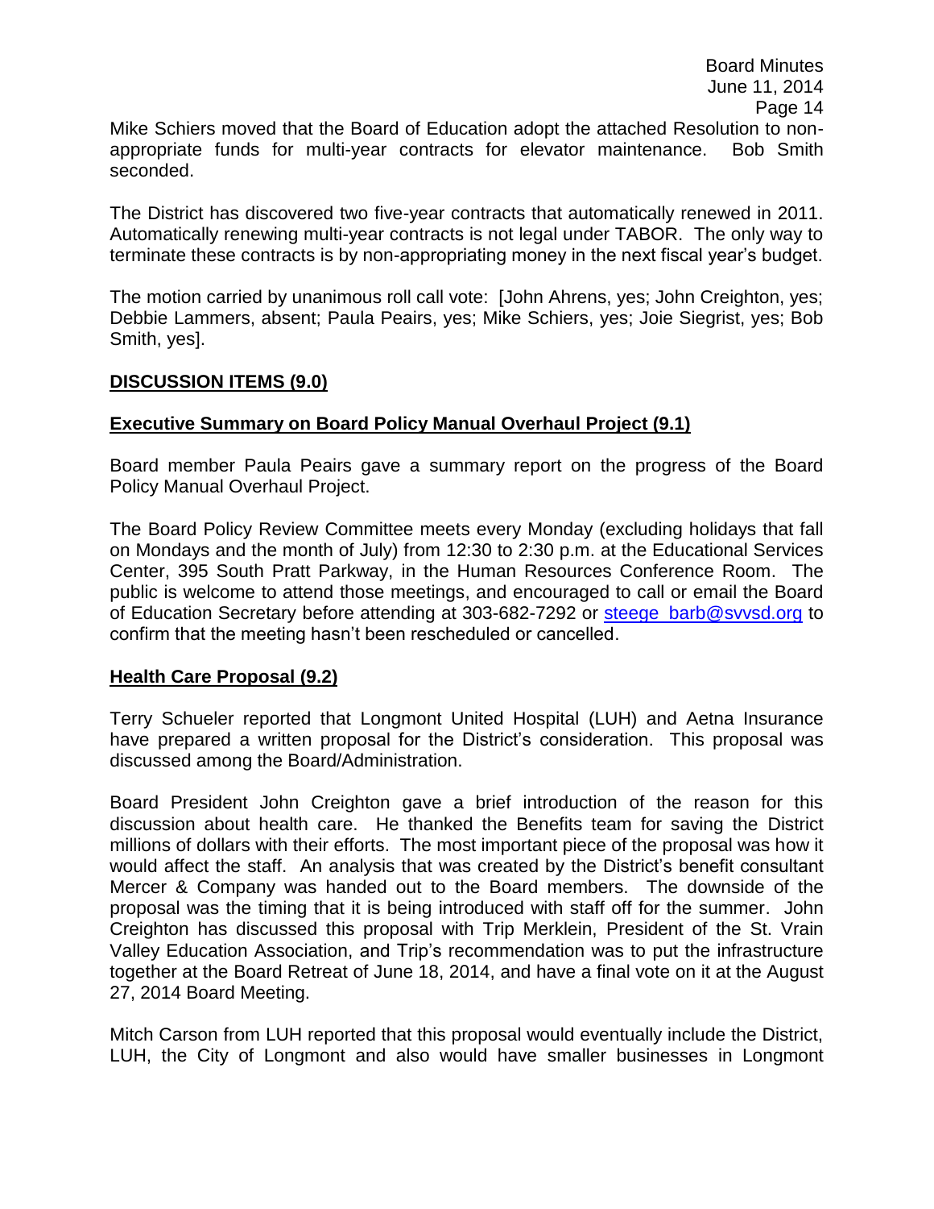Mike Schiers moved that the Board of Education adopt the attached Resolution to non-appropriate funds for multi-year contracts for elevator maintenance. Bob Smith seconded.

The District has discovered two five-year contracts that automatically renewed in 2011. Automatically renewing multi-year contracts is not legal under TABOR. The only way to terminate these contracts is by non-appropriating money in the next fiscal year's budget.

The motion carried by unanimous roll call vote: [John Ahrens, yes; John Creighton, yes; Debbie Lammers, absent; Paula Peairs, yes; Mike Schiers, yes; Joie Siegrist, yes; Bob Smith, yes].

## DISCUSSION ITEMS (9.0)

### Executive Summary on Board Policy Manual Overhaul Project (9.1)

Board member Paula Peairs gave a summary report on the progress of the Board Policy Manual Overhaul Project.

The Board Policy Review Committee meets every Monday (excluding holidays that fall on Mondays and the month of July) from 12:30 to 2:30 p.m. at the Educational Services Center, 395 South Pratt Parkway, in the Human Resources Conference Room. The public is welcome to attend those meetings, and encouraged to call or email the Board of Education Secretary before attending at 303-682-7292 or steege_barb@svvsd.org to confirm that the meeting hasn't been rescheduled or cancelled.

### Health Care Proposal (9.2)

Terry Schueler reported that Longmont United Hospital (LUH) and Aetna Insurance have prepared a written proposal for the District's consideration. This proposal was discussed among the Board/Administration.

Board President John Creighton gave a brief introduction of the reason for this discussion about health care. He thanked the Benefits team for saving the District millions of dollars with their efforts. The most important piece of the proposal was how it would affect the staff. An analysis that was created by the District's benefit consultant Mercer & Company was handed out to the Board members. The downside of the proposal was the timing that it is being introduced with staff off for the summer. John Creighton has discussed this proposal with Trip Merklein, President of the St. Vrain Valley Education Association, and Trip's recommendation was to put the infrastructure together at the Board Retreat of June 18, 2014, and have a final vote on it at the August 27, 2014 Board Meeting.

Mitch Carson from LUH reported that this proposal would eventually include the District, LUH, the City of Longmont and also would have smaller businesses in Longmont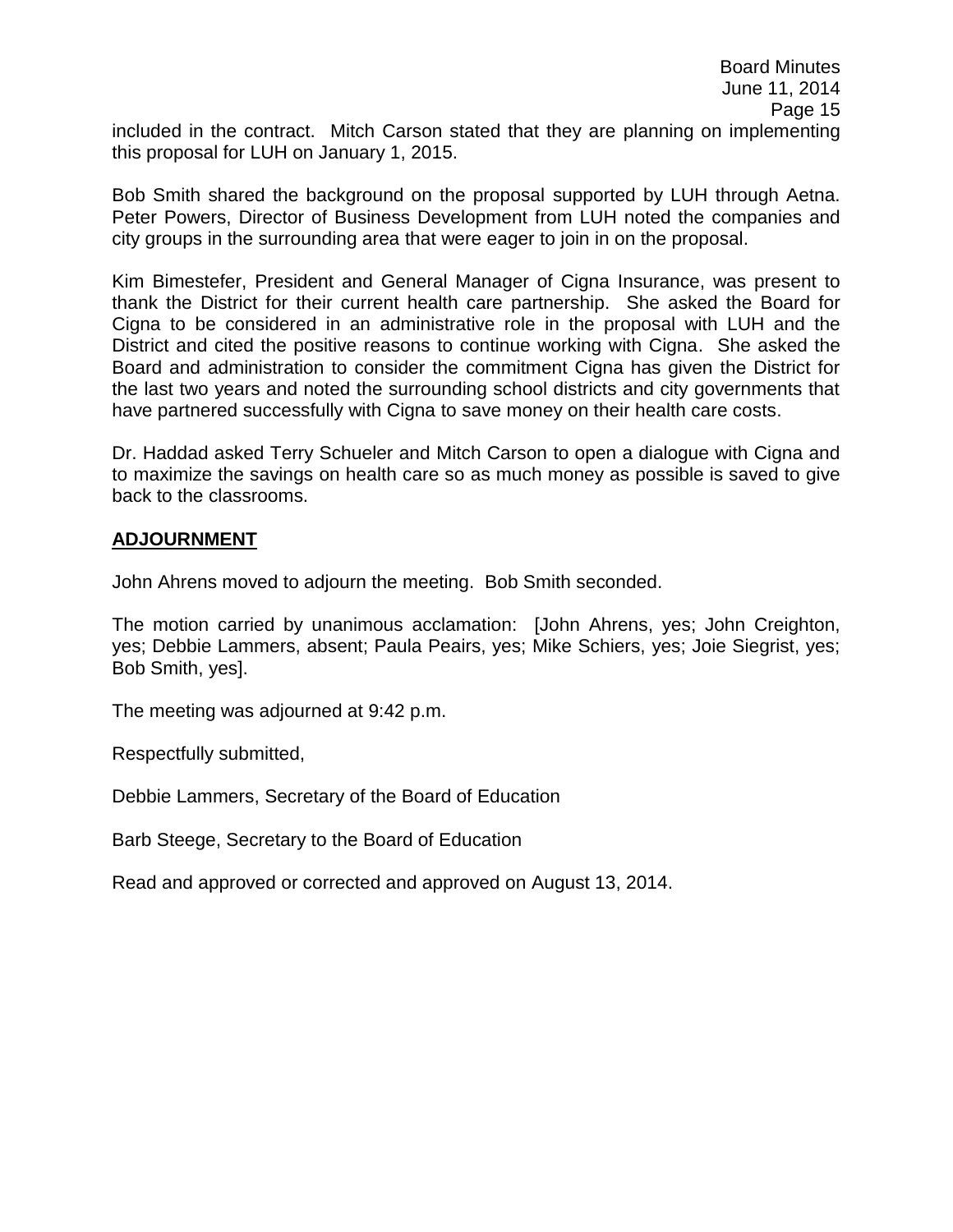included in the contract. Mitch Carson stated that they are planning on implementing this proposal for LUH on January 1, 2015.

Bob Smith shared the background on the proposal supported by LUH through Aetna. Peter Powers, Director of Business Development from LUH noted the companies and city groups in the surrounding area that were eager to join in on the proposal.

Kim Bimestefer, President and General Manager of Cigna Insurance, was present to thank the District for their current health care partnership. She asked the Board for Cigna to be considered in an administrative role in the proposal with LUH and the District and cited the positive reasons to continue working with Cigna. She asked the Board and administration to consider the commitment Cigna has given the District for the last two years and noted the surrounding school districts and city governments that have partnered successfully with Cigna to save money on their health care costs.

Dr. Haddad asked Terry Schueler and Mitch Carson to open a dialogue with Cigna and to maximize the savings on health care so as much money as possible is saved to give back to the classrooms.

## ADJOURNMENT

John Ahrens moved to adjourn the meeting. Bob Smith seconded.

The motion carried by unanimous acclamation: [John Ahrens, yes; John Creighton, yes; Debbie Lammers, absent; Paula Peairs, yes; Mike Schiers, yes; Joie Siegrist, yes; Bob Smith, yes].

The meeting was adjourned at 9:42 p.m.

Respectfully submitted,

Debbie Lammers, Secretary of the Board of Education

Barb Steege, Secretary to the Board of Education

Read and approved or corrected and approved on August 13, 2014.